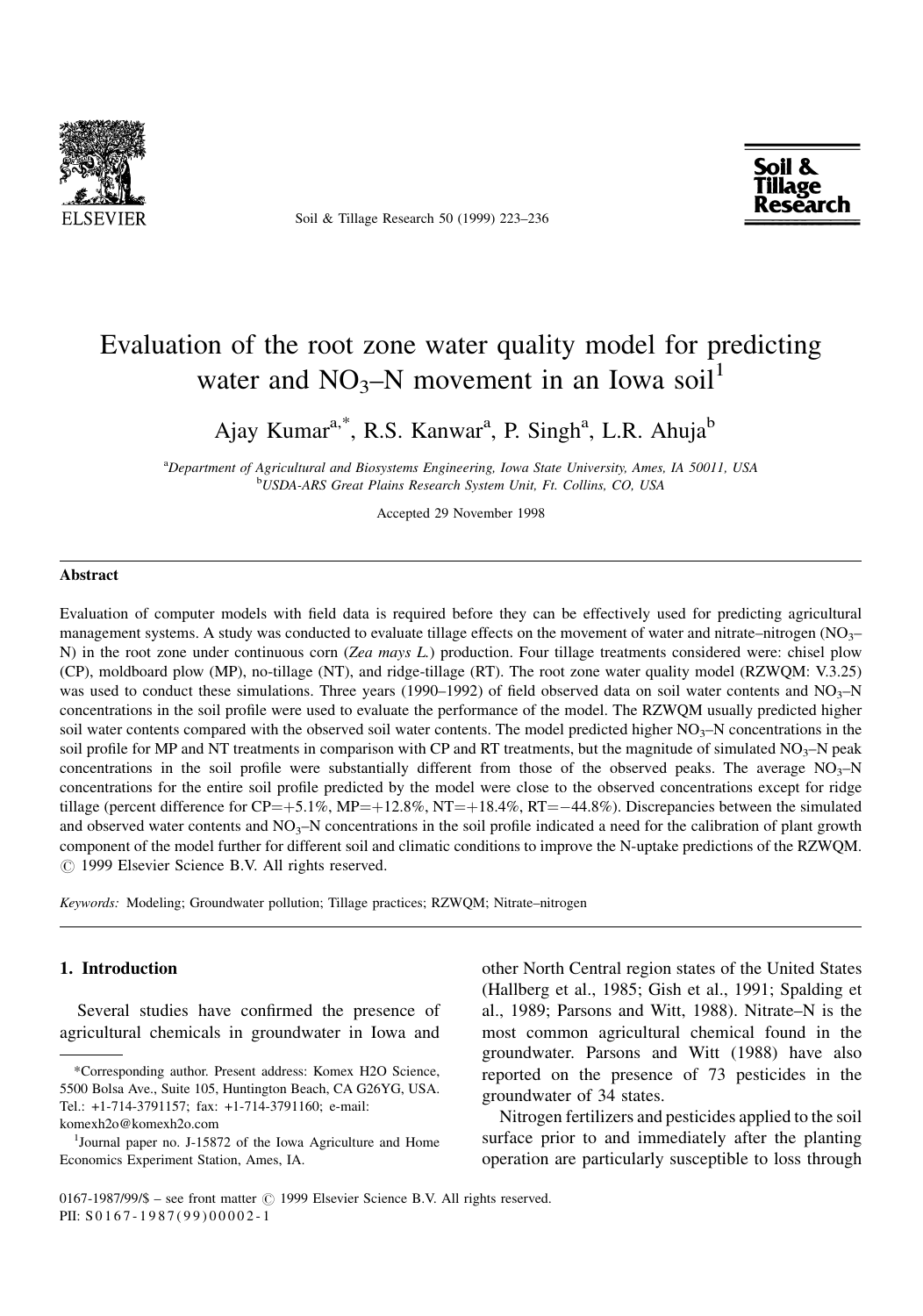# Evaluation of the root zone water quality model for predicting water and $NO_3$–N movement in an Iowa soil[1]

Ajay Kumar[a,*], R.S. Kanwar[a], P. Singh[a], L.R. Ahuja[b]

[a]Department of Agricultural and Biosystems Engineering, Iowa State University, Ames, IA 50011, USA

[b]USDA-ARS Great Plains Research System Unit, Ft. Collins, CO, USA

Accepted 29 November 1998

## Abstract

Evaluation of computer models with field data is required before they can be effectively used for predicting agricultural management systems. A study was conducted to evaluate tillage effects on the movement of water and nitrate–nitrogen ($NO_3$–N) in the root zone under continuous corn (*Zea mays L.*) production. Four tillage treatments considered were: chisel plow (CP), moldboard plow (MP), no-tillage (NT), and ridge-tillage (RT). The root zone water quality model (RZWQM: V.3.25) was used to conduct these simulations. Three years (1990–1992) of field observed data on soil water contents and $NO_3$–N concentrations in the soil profile were used to evaluate the performance of the model. The RZWQM usually predicted higher soil water contents compared with the observed soil water contents. The model predicted higher $NO_3$–N concentrations in the soil profile for MP and NT treatments in comparison with CP and RT treatments, but the magnitude of simulated $NO_3$–N peak concentrations in the soil profile were substantially different from those of the observed peaks. The average $NO_3$–N concentrations for the entire soil profile predicted by the model were close to the observed concentrations except for ridge tillage (percent difference for CP=+5.1%, MP=+12.8%, NT=+18.4%, RT=−44.8%). Discrepancies between the simulated and observed water contents and $NO_3$–N concentrations in the soil profile indicated a need for the calibration of plant growth component of the model further for different soil and climatic conditions to improve the N-uptake predictions of the RZWQM. © 1999 Elsevier Science B.V. All rights reserved.

*Keywords:* Modeling; Groundwater pollution; Tillage practices; RZWQM; Nitrate–nitrogen

## 1. Introduction

Several studies have confirmed the presence of agricultural chemicals in groundwater in Iowa and other North Central region states of the United States (Hallberg et al., 1985; Gish et al., 1991; Spalding et al., 1989; Parsons and Witt, 1988). Nitrate–N is the most common agricultural chemical found in the groundwater. Parsons and Witt (1988) have also reported on the presence of 73 pesticides in the groundwater of 34 states.

Nitrogen fertilizers and pesticides applied to the soil surface prior to and immediately after the planting operation are particularly susceptible to loss through

---

*Corresponding author. Present address: Komex H2O Science, 5500 Bolsa Ave., Suite 105, Huntington Beach, CA G26YG, USA. Tel.: +1-714-3791157; fax: +1-714-3791160; e-mail: komexh2o@komexh2o.com

[1]Journal paper no. J-15872 of the Iowa Agriculture and Home Economics Experiment Station, Ames, IA.

0167-1987/99/$ – see front matter © 1999 Elsevier Science B.V. All rights reserved.
PII: S0167-1987(99)00002-1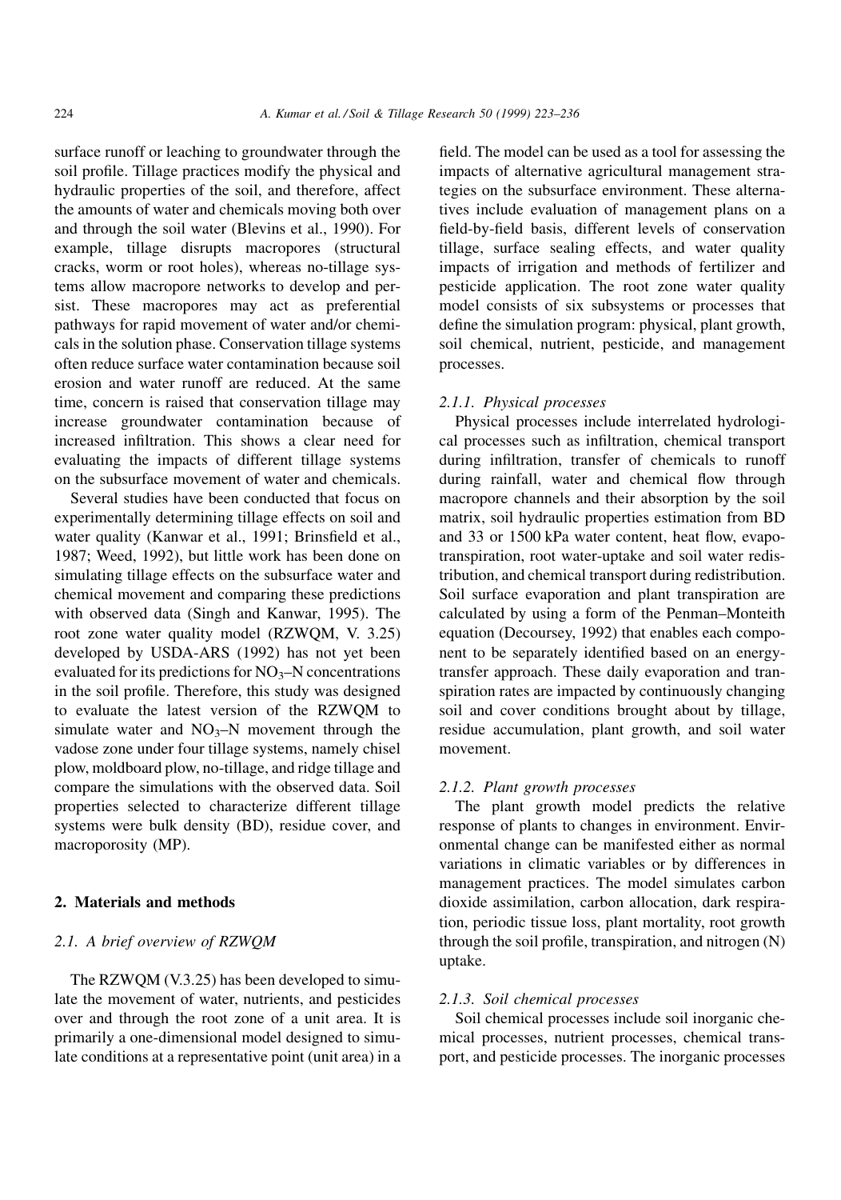surface runoff or leaching to groundwater through the soil profile. Tillage practices modify the physical and hydraulic properties of the soil, and therefore, affect the amounts of water and chemicals moving both over and through the soil water (Blevins et al., 1990). For example, tillage disrupts macropores (structural cracks, worm or root holes), whereas no-tillage systems allow macropore networks to develop and persist. These macropores may act as preferential pathways for rapid movement of water and/or chemicals in the solution phase. Conservation tillage systems often reduce surface water contamination because soil erosion and water runoff are reduced. At the same time, concern is raised that conservation tillage may increase groundwater contamination because of increased infiltration. This shows a clear need for evaluating the impacts of different tillage systems on the subsurface movement of water and chemicals.

Several studies have been conducted that focus on experimentally determining tillage effects on soil and water quality (Kanwar et al., 1991; Brinsfield et al., 1987; Weed, 1992), but little work has been done on simulating tillage effects on the subsurface water and chemical movement and comparing these predictions with observed data (Singh and Kanwar, 1995). The root zone water quality model (RZWQM, V. 3.25) developed by USDA-ARS (1992) has not yet been evaluated for its predictions for $NO_3$–N concentrations in the soil profile. Therefore, this study was designed to evaluate the latest version of the RZWQM to simulate water and $NO_3$–N movement through the vadose zone under four tillage systems, namely chisel plow, moldboard plow, no-tillage, and ridge tillage and compare the simulations with the observed data. Soil properties selected to characterize different tillage systems were bulk density (BD), residue cover, and macroporosity (MP).

## 2. Materials and methods

### 2.1. A brief overview of RZWQM

The RZWQM (V.3.25) has been developed to simulate the movement of water, nutrients, and pesticides over and through the root zone of a unit area. It is primarily a one-dimensional model designed to simulate conditions at a representative point (unit area) in a field. The model can be used as a tool for assessing the impacts of alternative agricultural management strategies on the subsurface environment. These alternatives include evaluation of management plans on a field-by-field basis, different levels of conservation tillage, surface sealing effects, and water quality impacts of irrigation and methods of fertilizer and pesticide application. The root zone water quality model consists of six subsystems or processes that define the simulation program: physical, plant growth, soil chemical, nutrient, pesticide, and management processes.

#### 2.1.1. Physical processes

Physical processes include interrelated hydrological processes such as infiltration, chemical transport during infiltration, transfer of chemicals to runoff during rainfall, water and chemical flow through macropore channels and their absorption by the soil matrix, soil hydraulic properties estimation from BD and 33 or 1500 kPa water content, heat flow, evapotranspiration, root water-uptake and soil water redistribution, and chemical transport during redistribution. Soil surface evaporation and plant transpiration are calculated by using a form of the Penman–Monteith equation (Decoursey, 1992) that enables each component to be separately identified based on an energy-transfer approach. These daily evaporation and transpiration rates are impacted by continuously changing soil and cover conditions brought about by tillage, residue accumulation, plant growth, and soil water movement.

#### 2.1.2. Plant growth processes

The plant growth model predicts the relative response of plants to changes in environment. Environmental change can be manifested either as normal variations in climatic variables or by differences in management practices. The model simulates carbon dioxide assimilation, carbon allocation, dark respiration, periodic tissue loss, plant mortality, root growth through the soil profile, transpiration, and nitrogen (N) uptake.

#### 2.1.3. Soil chemical processes

Soil chemical processes include soil inorganic chemical processes, nutrient processes, chemical transport, and pesticide processes. The inorganic processes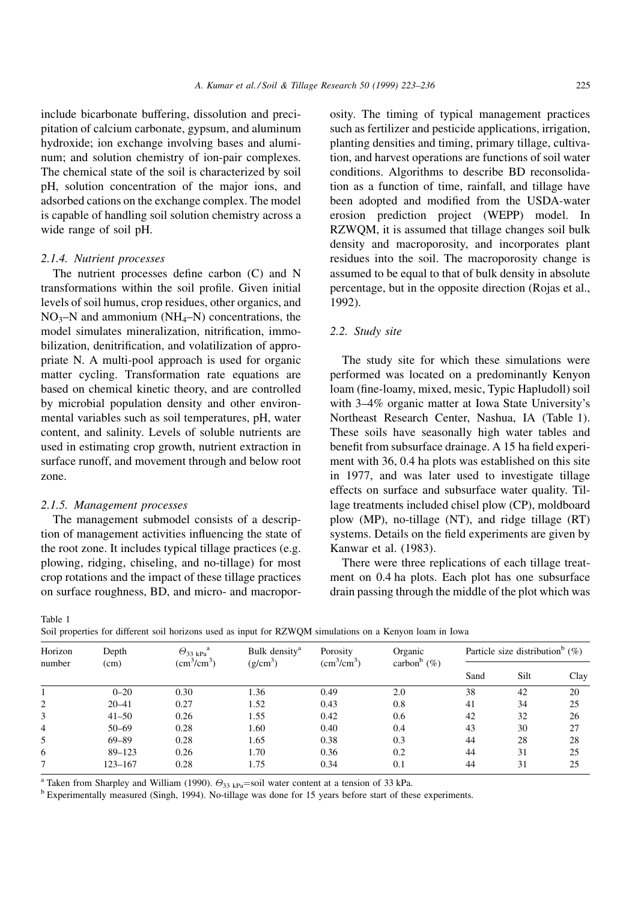include bicarbonate buffering, dissolution and precipitation of calcium carbonate, gypsum, and aluminum hydroxide; ion exchange involving bases and aluminum; and solution chemistry of ion-pair complexes. The chemical state of the soil is characterized by soil pH, solution concentration of the major ions, and adsorbed cations on the exchange complex. The model is capable of handling soil solution chemistry across a wide range of soil pH.

#### 2.1.4. Nutrient processes

The nutrient processes define carbon (C) and N transformations within the soil profile. Given initial levels of soil humus, crop residues, other organics, and $NO_3$–N and ammonium ($NH_4$–N) concentrations, the model simulates mineralization, nitrification, immobilization, denitrification, and volatilization of appropriate N. A multi-pool approach is used for organic matter cycling. Transformation rate equations are based on chemical kinetic theory, and are controlled by microbial population density and other environmental variables such as soil temperatures, pH, water content, and salinity. Levels of soluble nutrients are used in estimating crop growth, nutrient extraction in surface runoff, and movement through and below root zone.

#### 2.1.5. Management processes

The management submodel consists of a description of management activities influencing the state of the root zone. It includes typical tillage practices (e.g. plowing, ridging, chiseling, and no-tillage) for most crop rotations and the impact of these tillage practices on surface roughness, BD, and micro- and macroporosity. The timing of typical management practices such as fertilizer and pesticide applications, irrigation, planting densities and timing, primary tillage, cultivation, and harvest operations are functions of soil water conditions. Algorithms to describe BD reconsolidation as a function of time, rainfall, and tillage have been adopted and modified from the USDA-water erosion prediction project (WEPP) model. In RZWQM, it is assumed that tillage changes soil bulk density and macroporosity, and incorporates plant residues into the soil. The macroporosity change is assumed to be equal to that of bulk density in absolute percentage, but in the opposite direction (Rojas et al., 1992).

### 2.2. Study site

The study site for which these simulations were performed was located on a predominantly Kenyon loam (fine-loamy, mixed, mesic, Typic Hapludoll) soil with 3–4% organic matter at Iowa State University's Northeast Research Center, Nashua, IA (Table 1). These soils have seasonally high water tables and benefit from subsurface drainage. A 15 ha field experiment with 36, 0.4 ha plots was established on this site in 1977, and was later used to investigate tillage effects on surface and subsurface water quality. Tillage treatments included chisel plow (CP), moldboard plow (MP), no-tillage (NT), and ridge tillage (RT) systems. Details on the field experiments are given by Kanwar et al. (1983).

There were three replications of each tillage treatment on 0.4 ha plots. Each plot has one subsurface drain passing through the middle of the plot which was

Table 1
Soil properties for different soil horizons used as input for RZWQM simulations on a Kenyon loam in Iowa

| Horizon number | Depth (cm) | $\Theta_{33\ kPa}$ [a] ($cm^3/cm^3$) | Bulk density[a] ($g/cm^3$) | Porosity ($cm^3/cm^3$) | Organic carbon[b] (%) | Particle size distribution[b] (%) | | |
|---|---|---|---|---|---|---|---|---|
| | | | | | | Sand | Silt | Clay |
| 1 | 0–20 | 0.30 | 1.36 | 0.49 | 2.0 | 38 | 42 | 20 |
| 2 | 20–41 | 0.27 | 1.52 | 0.43 | 0.8 | 41 | 34 | 25 |
| 3 | 41–50 | 0.26 | 1.55 | 0.42 | 0.6 | 42 | 32 | 26 |
| 4 | 50–69 | 0.28 | 1.60 | 0.40 | 0.4 | 43 | 30 | 27 |
| 5 | 69–89 | 0.28 | 1.65 | 0.38 | 0.3 | 44 | 28 | 28 |
| 6 | 89–123 | 0.26 | 1.70 | 0.36 | 0.2 | 44 | 31 | 25 |
| 7 | 123–167 | 0.28 | 1.75 | 0.34 | 0.1 | 44 | 31 | 25 |

[a] Taken from Sharpley and William (1990). $\Theta_{33\ kPa}$=soil water content at a tension of 33 kPa.

[b] Experimentally measured (Singh, 1994). No-tillage was done for 15 years before start of these experiments.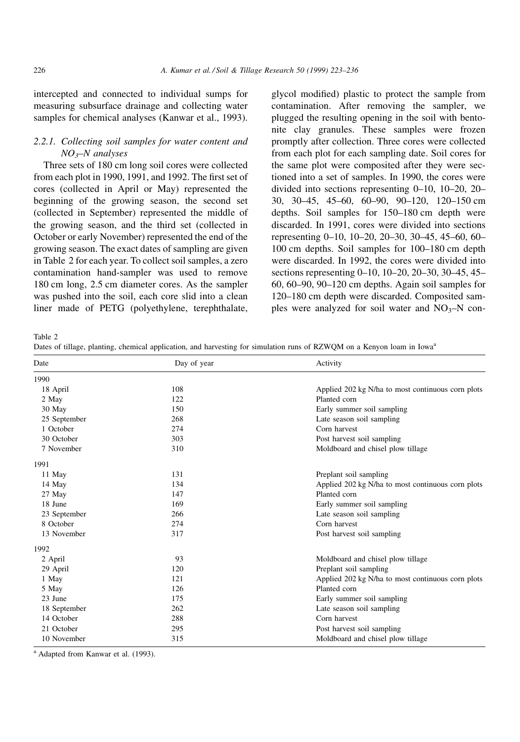intercepted and connected to individual sumps for measuring subsurface drainage and collecting water samples for chemical analyses (Kanwar et al., 1993).

#### 2.2.1. Collecting soil samples for water content and $NO_3$–N analyses

Three sets of 180 cm long soil cores were collected from each plot in 1990, 1991, and 1992. The first set of cores (collected in April or May) represented the beginning of the growing season, the second set (collected in September) represented the middle of the growing season, and the third set (collected in October or early November) represented the end of the growing season. The exact dates of sampling are given in Table 2 for each year. To collect soil samples, a zero contamination hand-sampler was used to remove 180 cm long, 2.5 cm diameter cores. As the sampler was pushed into the soil, each core slid into a clean liner made of PETG (polyethylene, terephthalate, glycol modified) plastic to protect the sample from contamination. After removing the sampler, we plugged the resulting opening in the soil with bentonite clay granules. These samples were frozen promptly after collection. Three cores were collected from each plot for each sampling date. Soil cores for the same plot were composited after they were sectioned into a set of samples. In 1990, the cores were divided into sections representing 0–10, 10–20, 20–30, 30–45, 45–60, 60–90, 90–120, 120–150 cm depths. Soil samples for 150–180 cm depth were discarded. In 1991, cores were divided into sections representing 0–10, 10–20, 20–30, 30–45, 45–60, 60–100 cm depths. Soil samples for 100–180 cm depth were discarded. In 1992, the cores were divided into sections representing 0–10, 10–20, 20–30, 30–45, 45–60, 60–90, 90–120 cm depths. Again soil samples for 120–180 cm depth were discarded. Composited samples were analyzed for soil water and $NO_3$–N con-

Table 2
Dates of tillage, planting, chemical application, and harvesting for simulation runs of RZWQM on a Kenyon loam in Iowa[a]

| Date | Day of year | Activity |
|---|---|---|
| 1990 | | |
| 18 April | 108 | Applied 202 kg N/ha to most continuous corn plots |
| 2 May | 122 | Planted corn |
| 30 May | 150 | Early summer soil sampling |
| 25 September | 268 | Late season soil sampling |
| 1 October | 274 | Corn harvest |
| 30 October | 303 | Post harvest soil sampling |
| 7 November | 310 | Moldboard and chisel plow tillage |
| 1991 | | |
| 11 May | 131 | Preplant soil sampling |
| 14 May | 134 | Applied 202 kg N/ha to most continuous corn plots |
| 27 May | 147 | Planted corn |
| 18 June | 169 | Early summer soil sampling |
| 23 September | 266 | Late season soil sampling |
| 8 October | 274 | Corn harvest |
| 13 November | 317 | Post harvest soil sampling |
| 1992 | | |
| 2 April | 93 | Moldboard and chisel plow tillage |
| 29 April | 120 | Preplant soil sampling |
| 1 May | 121 | Applied 202 kg N/ha to most continuous corn plots |
| 5 May | 126 | Planted corn |
| 23 June | 175 | Early summer soil sampling |
| 18 September | 262 | Late season soil sampling |
| 14 October | 288 | Corn harvest |
| 21 October | 295 | Post harvest soil sampling |
| 10 November | 315 | Moldboard and chisel plow tillage |

[a] Adapted from Kanwar et al. (1993).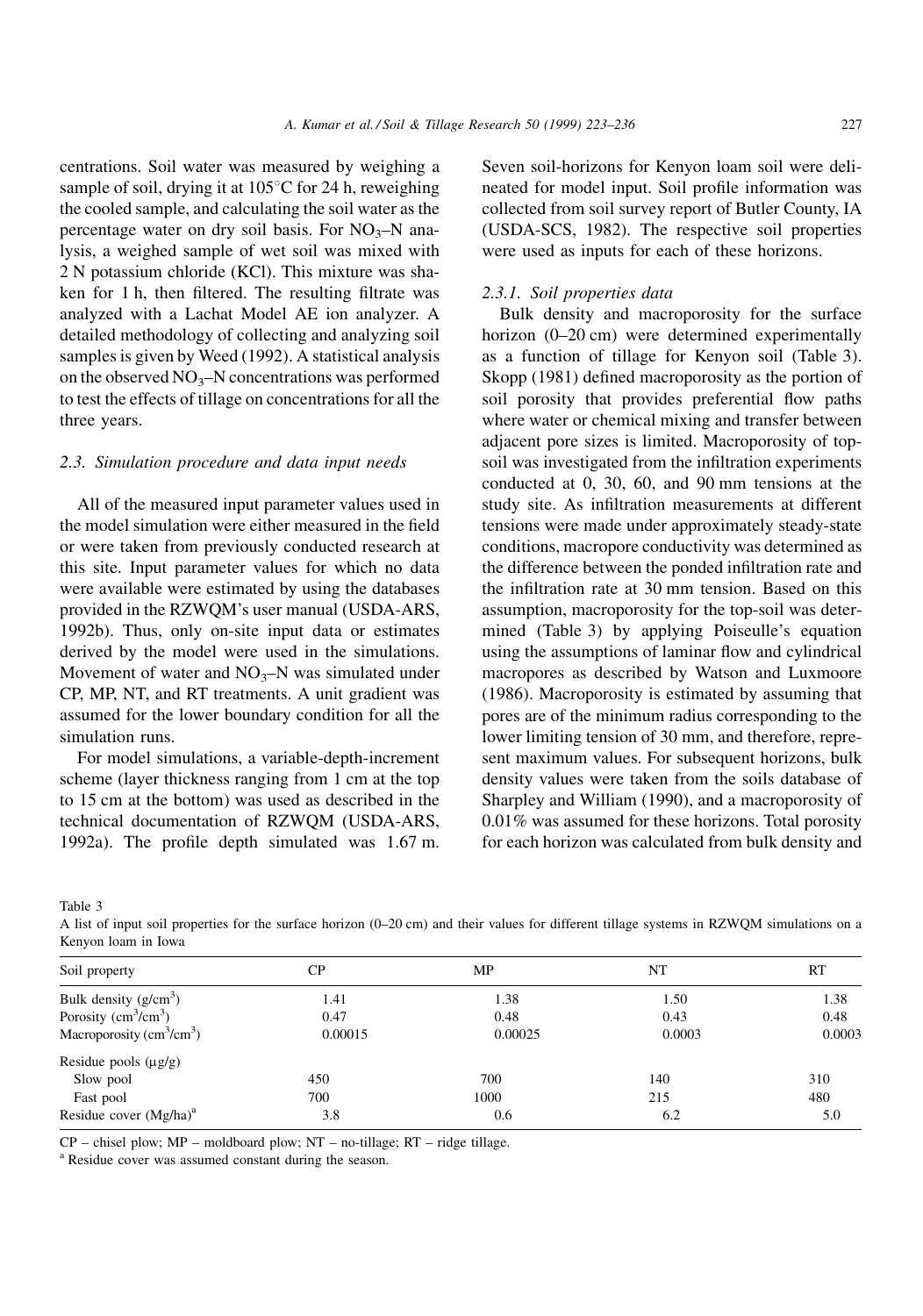centrations. Soil water was measured by weighing a sample of soil, drying it at 105°C for 24 h, reweighing the cooled sample, and calculating the soil water as the percentage water on dry soil basis. For $NO_3$–N analysis, a weighed sample of wet soil was mixed with 2 N potassium chloride (KCl). This mixture was shaken for 1 h, then filtered. The resulting filtrate was analyzed with a Lachat Model AE ion analyzer. A detailed methodology of collecting and analyzing soil samples is given by Weed (1992). A statistical analysis on the observed $NO_3$–N concentrations was performed to test the effects of tillage on concentrations for all the three years.

### 2.3. Simulation procedure and data input needs

All of the measured input parameter values used in the model simulation were either measured in the field or were taken from previously conducted research at this site. Input parameter values for which no data were available were estimated by using the databases provided in the RZWQM's user manual (USDA-ARS, 1992b). Thus, only on-site input data or estimates derived by the model were used in the simulations. Movement of water and $NO_3$–N was simulated under CP, MP, NT, and RT treatments. A unit gradient was assumed for the lower boundary condition for all the simulation runs.

For model simulations, a variable-depth-increment scheme (layer thickness ranging from 1 cm at the top to 15 cm at the bottom) was used as described in the technical documentation of RZWQM (USDA-ARS, 1992a). The profile depth simulated was 1.67 m. Seven soil-horizons for Kenyon loam soil were delineated for model input. Soil profile information was collected from soil survey report of Butler County, IA (USDA-SCS, 1982). The respective soil properties were used as inputs for each of these horizons.

#### 2.3.1. Soil properties data

Bulk density and macroporosity for the surface horizon (0–20 cm) were determined experimentally as a function of tillage for Kenyon soil (Table 3). Skopp (1981) defined macroporosity as the portion of soil porosity that provides preferential flow paths where water or chemical mixing and transfer between adjacent pore sizes is limited. Macroporosity of top-soil was investigated from the infiltration experiments conducted at 0, 30, 60, and 90 mm tensions at the study site. As infiltration measurements at different tensions were made under approximately steady-state conditions, macropore conductivity was determined as the difference between the ponded infiltration rate and the infiltration rate at 30 mm tension. Based on this assumption, macroporosity for the top-soil was determined (Table 3) by applying Poiseulle's equation using the assumptions of laminar flow and cylindrical macropores as described by Watson and Luxmoore (1986). Macroporosity is estimated by assuming that pores are of the minimum radius corresponding to the lower limiting tension of 30 mm, and therefore, represent maximum values. For subsequent horizons, bulk density values were taken from the soils database of Sharpley and William (1990), and a macroporosity of 0.01% was assumed for these horizons. Total porosity for each horizon was calculated from bulk density and

Table 3
A list of input soil properties for the surface horizon (0–20 cm) and their values for different tillage systems in RZWQM simulations on a Kenyon loam in Iowa

| Soil property | CP | MP | NT | RT |
|---|---|---|---|---|
| Bulk density ($g/cm^3$) | 1.41 | 1.38 | 1.50 | 1.38 |
| Porosity ($cm^3/cm^3$) | 0.47 | 0.48 | 0.43 | 0.48 |
| Macroporosity ($cm^3/cm^3$) | 0.00015 | 0.00025 | 0.0003 | 0.0003 |
| Residue pools (μg/g) | | | | |
| Slow pool | 450 | 700 | 140 | 310 |
| Fast pool | 700 | 1000 | 215 | 480 |
| Residue cover (Mg/ha)[a] | 3.8 | 0.6 | 6.2 | 5.0 |

CP – chisel plow; MP – moldboard plow; NT – no-tillage; RT – ridge tillage.
[a] Residue cover was assumed constant during the season.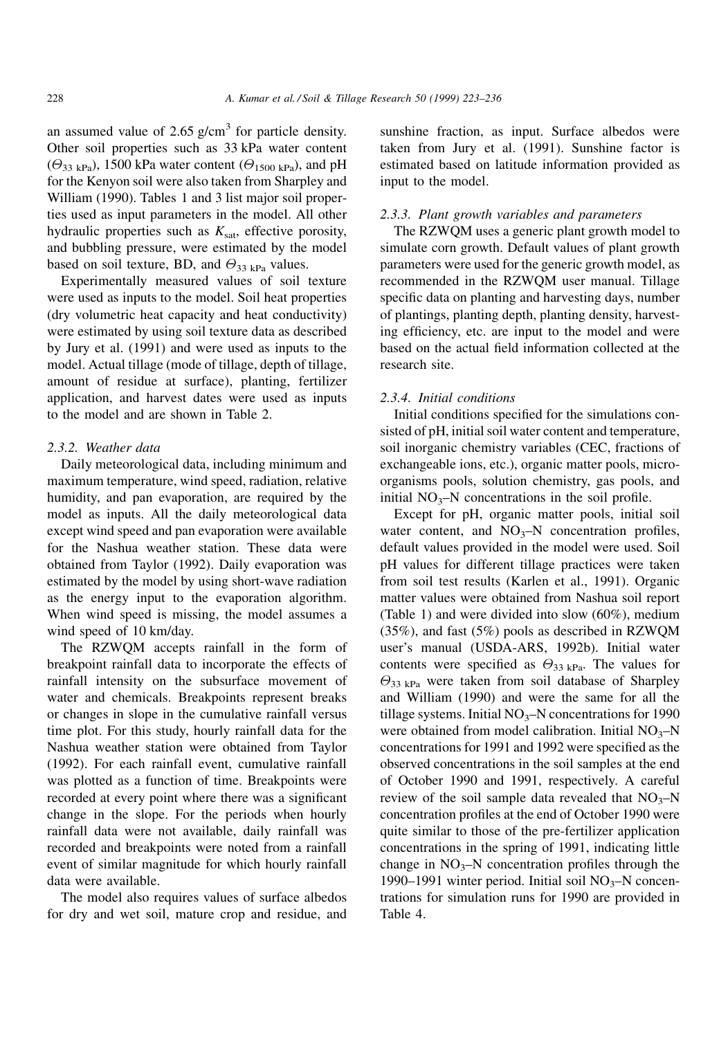an assumed value of 2.65 g/cm$^3$ for particle density. Other soil properties such as 33 kPa water content ($\Theta_{33\ kPa}$), 1500 kPa water content ($\Theta_{1500\ kPa}$), and pH for the Kenyon soil were also taken from Sharpley and William (1990). Tables 1 and 3 list major soil properties used as input parameters in the model. All other hydraulic properties such as $K_{sat}$, effective porosity, and bubbling pressure, were estimated by the model based on soil texture, BD, and $\Theta_{33\ kPa}$ values.

Experimentally measured values of soil texture were used as inputs to the model. Soil heat properties (dry volumetric heat capacity and heat conductivity) were estimated by using soil texture data as described by Jury et al. (1991) and were used as inputs to the model. Actual tillage (mode of tillage, depth of tillage, amount of residue at surface), planting, fertilizer application, and harvest dates were used as inputs to the model and are shown in Table 2.

#### *2.3.2. Weather data*

Daily meteorological data, including minimum and maximum temperature, wind speed, radiation, relative humidity, and pan evaporation, are required by the model as inputs. All the daily meteorological data except wind speed and pan evaporation were available for the Nashua weather station. These data were obtained from Taylor (1992). Daily evaporation was estimated by the model by using short-wave radiation as the energy input to the evaporation algorithm. When wind speed is missing, the model assumes a wind speed of 10 km/day.

The RZWQM accepts rainfall in the form of breakpoint rainfall data to incorporate the effects of rainfall intensity on the subsurface movement of water and chemicals. Breakpoints represent breaks or changes in slope in the cumulative rainfall versus time plot. For this study, hourly rainfall data for the Nashua weather station were obtained from Taylor (1992). For each rainfall event, cumulative rainfall was plotted as a function of time. Breakpoints were recorded at every point where there was a significant change in the slope. For the periods when hourly rainfall data were not available, daily rainfall was recorded and breakpoints were noted from a rainfall event of similar magnitude for which hourly rainfall data were available.

The model also requires values of surface albedos for dry and wet soil, mature crop and residue, and sunshine fraction, as input. Surface albedos were taken from Jury et al. (1991). Sunshine factor is estimated based on latitude information provided as input to the model.

#### *2.3.3. Plant growth variables and parameters*

The RZWQM uses a generic plant growth model to simulate corn growth. Default values of plant growth parameters were used for the generic growth model, as recommended in the RZWQM user manual. Tillage specific data on planting and harvesting days, number of plantings, planting depth, planting density, harvesting efficiency, etc. are input to the model and were based on the actual field information collected at the research site.

#### *2.3.4. Initial conditions*

Initial conditions specified for the simulations consisted of pH, initial soil water content and temperature, soil inorganic chemistry variables (CEC, fractions of exchangeable ions, etc.), organic matter pools, microorganisms pools, solution chemistry, gas pools, and initial $NO_3$–N concentrations in the soil profile.

Except for pH, organic matter pools, initial soil water content, and $NO_3$–N concentration profiles, default values provided in the model were used. Soil pH values for different tillage practices were taken from soil test results (Karlen et al., 1991). Organic matter values were obtained from Nashua soil report (Table 1) and were divided into slow (60%), medium (35%), and fast (5%) pools as described in RZWQM user's manual (USDA-ARS, 1992b). Initial water contents were specified as $\Theta_{33\ kPa}$. The values for $\Theta_{33\ kPa}$ were taken from soil database of Sharpley and William (1990) and were the same for all the tillage systems. Initial $NO_3$–N concentrations for 1990 were obtained from model calibration. Initial $NO_3$–N concentrations for 1991 and 1992 were specified as the observed concentrations in the soil samples at the end of October 1990 and 1991, respectively. A careful review of the soil sample data revealed that $NO_3$–N concentration profiles at the end of October 1990 were quite similar to those of the pre-fertilizer application concentrations in the spring of 1991, indicating little change in $NO_3$–N concentration profiles through the 1990–1991 winter period. Initial soil $NO_3$–N concentrations for simulation runs for 1990 are provided in Table 4.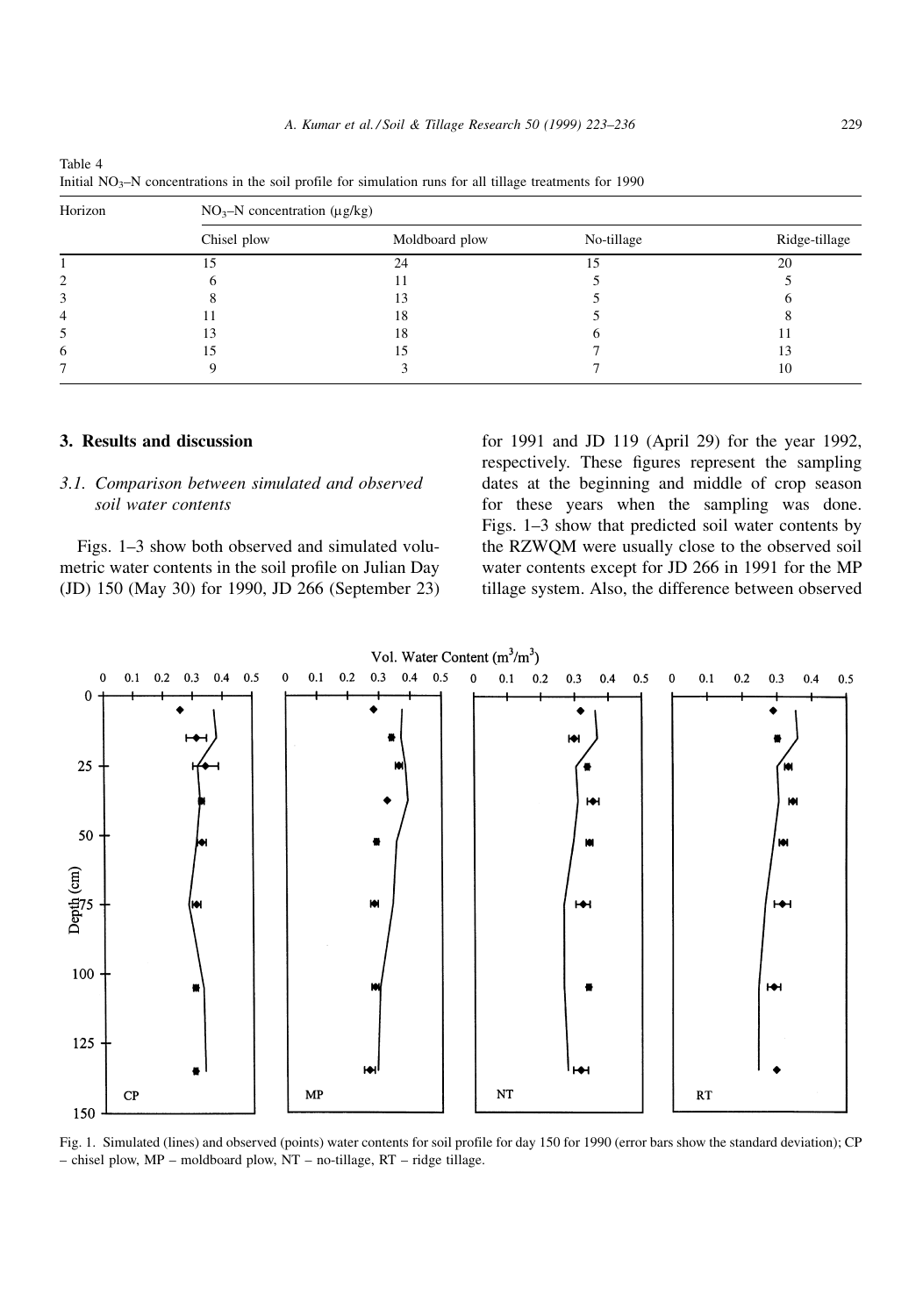Table 4
Initial $NO_3$–N concentrations in the soil profile for simulation runs for all tillage treatments for 1990

| Horizon | $NO_3$–N concentration (μg/kg) | | | |
|---|---|---|---|---|
| | Chisel plow | Moldboard plow | No-tillage | Ridge-tillage |
| 1 | 15 | 24 | 15 | 20 |
| 2 | 6 | 11 | 5 | 5 |
| 3 | 8 | 13 | 5 | 6 |
| 4 | 11 | 18 | 5 | 8 |
| 5 | 13 | 18 | 6 | 11 |
| 6 | 15 | 15 | 7 | 13 |
| 7 | 9 | 3 | 7 | 10 |

## 3. Results and discussion

### 3.1. Comparison between simulated and observed soil water contents

Figs. 1–3 show both observed and simulated volumetric water contents in the soil profile on Julian Day (JD) 150 (May 30) for 1990, JD 266 (September 23) for 1991 and JD 119 (April 29) for the year 1992, respectively. These figures represent the sampling dates at the beginning and middle of crop season for these years when the sampling was done. Figs. 1–3 show that predicted soil water contents by the RZWQM were usually close to the observed soil water contents except for JD 266 in 1991 for the MP tillage system. Also, the difference between observed

Fig. 1. Simulated (lines) and observed (points) water contents for soil profile for day 150 for 1990 (error bars show the standard deviation); CP – chisel plow, MP – moldboard plow, NT – no-tillage, RT – ridge tillage.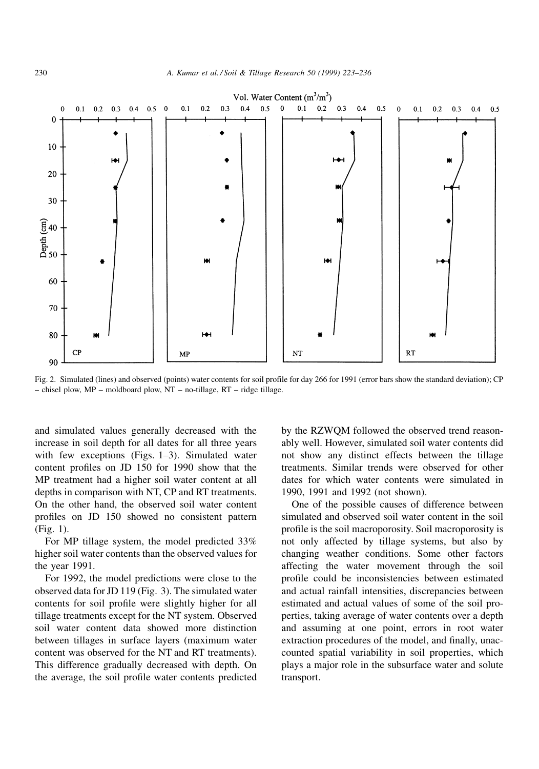Fig. 2. Simulated (lines) and observed (points) water contents for soil profile for day 266 for 1991 (error bars show the standard deviation); CP – chisel plow, MP – moldboard plow, NT – no-tillage, RT – ridge tillage.

and simulated values generally decreased with the increase in soil depth for all dates for all three years with few exceptions (Figs. 1–3). Simulated water content profiles on JD 150 for 1990 show that the MP treatment had a higher soil water content at all depths in comparison with NT, CP and RT treatments. On the other hand, the observed soil water content profiles on JD 150 showed no consistent pattern (Fig. 1).

For MP tillage system, the model predicted 33% higher soil water contents than the observed values for the year 1991.

For 1992, the model predictions were close to the observed data for JD 119 (Fig. 3). The simulated water contents for soil profile were slightly higher for all tillage treatments except for the NT system. Observed soil water content data showed more distinction between tillages in surface layers (maximum water content was observed for the NT and RT treatments). This difference gradually decreased with depth. On the average, the soil profile water contents predicted by the RZWQM followed the observed trend reasonably well. However, simulated soil water contents did not show any distinct effects between the tillage treatments. Similar trends were observed for other dates for which water contents were simulated in 1990, 1991 and 1992 (not shown).

One of the possible causes of difference between simulated and observed soil water content in the soil profile is the soil macroporosity. Soil macroporosity is not only affected by tillage systems, but also by changing weather conditions. Some other factors affecting the water movement through the soil profile could be inconsistencies between estimated and actual rainfall intensities, discrepancies between estimated and actual values of some of the soil properties, taking average of water contents over a depth and assuming at one point, errors in root water extraction procedures of the model, and finally, unaccounted spatial variability in soil properties, which plays a major role in the subsurface water and solute transport.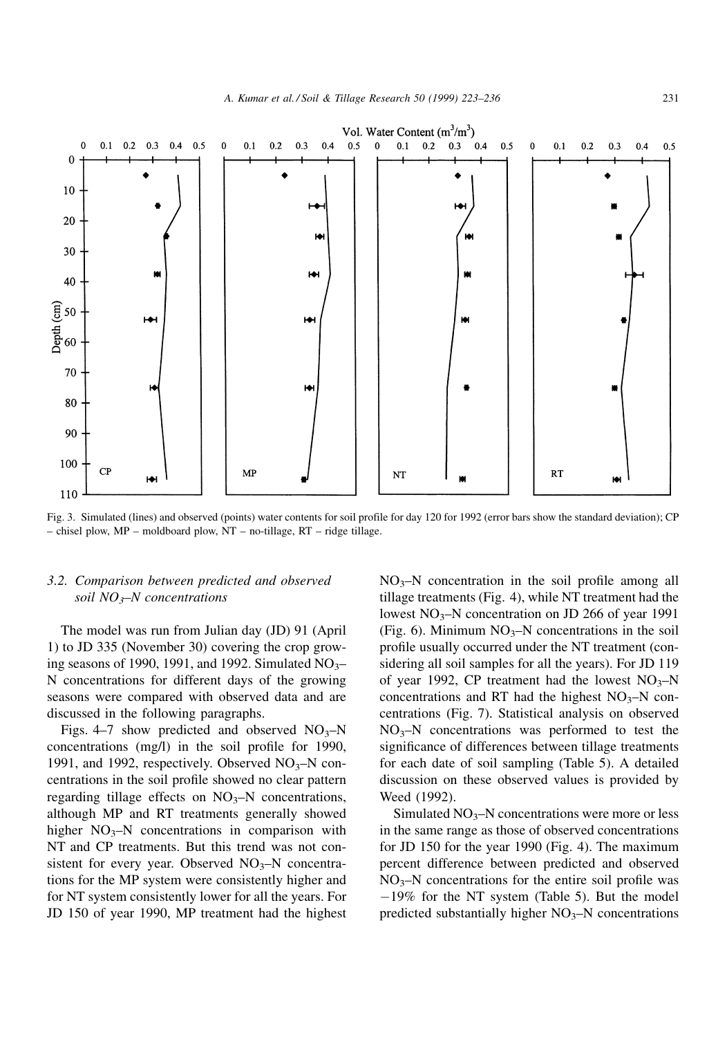Fig. 3. Simulated (lines) and observed (points) water contents for soil profile for day 120 for 1992 (error bars show the standard deviation); CP – chisel plow, MP – moldboard plow, NT – no-tillage, RT – ridge tillage.

### 3.2. Comparison between predicted and observed soil $NO_3$–N concentrations

The model was run from Julian day (JD) 91 (April 1) to JD 335 (November 30) covering the crop growing seasons of 1990, 1991, and 1992. Simulated $NO_3$–N concentrations for different days of the growing seasons were compared with observed data and are discussed in the following paragraphs.

Figs. 4–7 show predicted and observed $NO_3$–N concentrations (mg/l) in the soil profile for 1990, 1991, and 1992, respectively. Observed $NO_3$–N concentrations in the soil profile showed no clear pattern regarding tillage effects on $NO_3$–N concentrations, although MP and RT treatments generally showed higher $NO_3$–N concentrations in comparison with NT and CP treatments. But this trend was not consistent for every year. Observed $NO_3$–N concentrations for the MP system were consistently higher and for NT system consistently lower for all the years. For JD 150 of year 1990, MP treatment had the highest $NO_3$–N concentration in the soil profile among all tillage treatments (Fig. 4), while NT treatment had the lowest $NO_3$–N concentration on JD 266 of year 1991 (Fig. 6). Minimum $NO_3$–N concentrations in the soil profile usually occurred under the NT treatment (considering all soil samples for all the years). For JD 119 of year 1992, CP treatment had the lowest $NO_3$–N concentrations and RT had the highest $NO_3$–N concentrations (Fig. 7). Statistical analysis on observed $NO_3$–N concentrations was performed to test the significance of differences between tillage treatments for each date of soil sampling (Table 5). A detailed discussion on these observed values is provided by Weed (1992).

Simulated $NO_3$–N concentrations were more or less in the same range as those of observed concentrations for JD 150 for the year 1990 (Fig. 4). The maximum percent difference between predicted and observed $NO_3$–N concentrations for the entire soil profile was −19% for the NT system (Table 5). But the model predicted substantially higher $NO_3$–N concentrations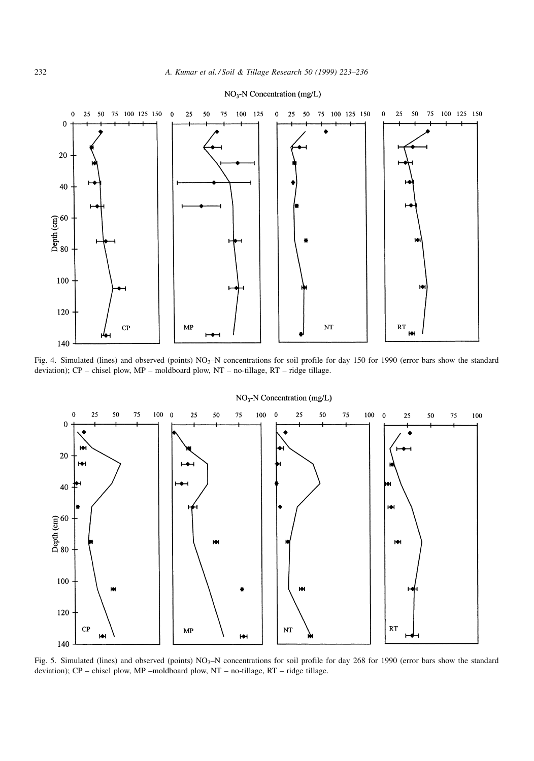Fig. 4. Simulated (lines) and observed (points) $NO_3$–N concentrations for soil profile for day 150 for 1990 (error bars show the standard deviation); CP – chisel plow, MP – moldboard plow, NT – no-tillage, RT – ridge tillage.

Fig. 5. Simulated (lines) and observed (points) $NO_3$–N concentrations for soil profile for day 268 for 1990 (error bars show the standard deviation); CP – chisel plow, MP –moldboard plow, NT – no-tillage, RT – ridge tillage.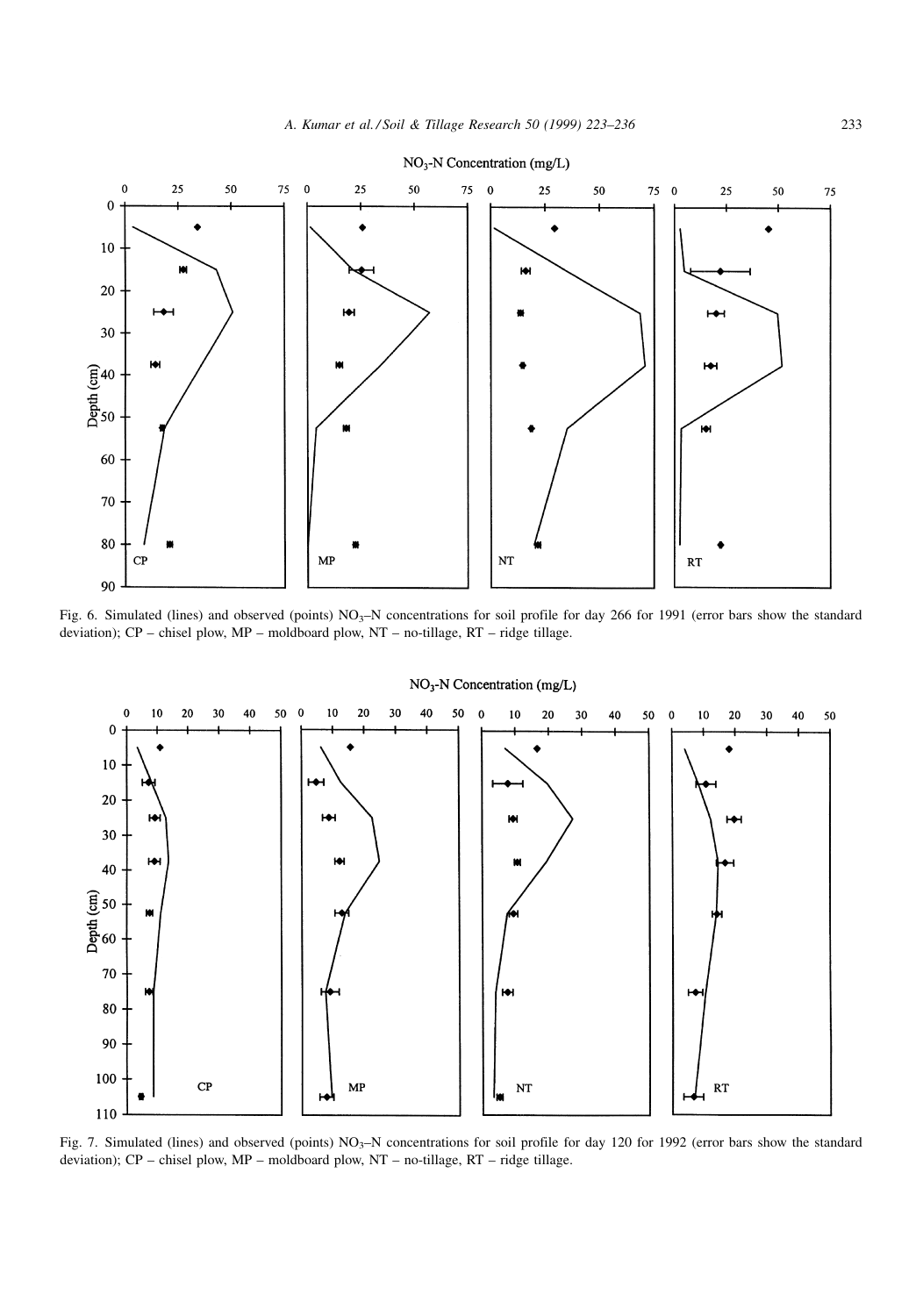Fig. 6. Simulated (lines) and observed (points) $NO_3$–N concentrations for soil profile for day 266 for 1991 (error bars show the standard deviation); CP – chisel plow, MP – moldboard plow, NT – no-tillage, RT – ridge tillage.

Fig. 7. Simulated (lines) and observed (points) $NO_3$–N concentrations for soil profile for day 120 for 1992 (error bars show the standard deviation); CP – chisel plow, MP – moldboard plow, NT – no-tillage, RT – ridge tillage.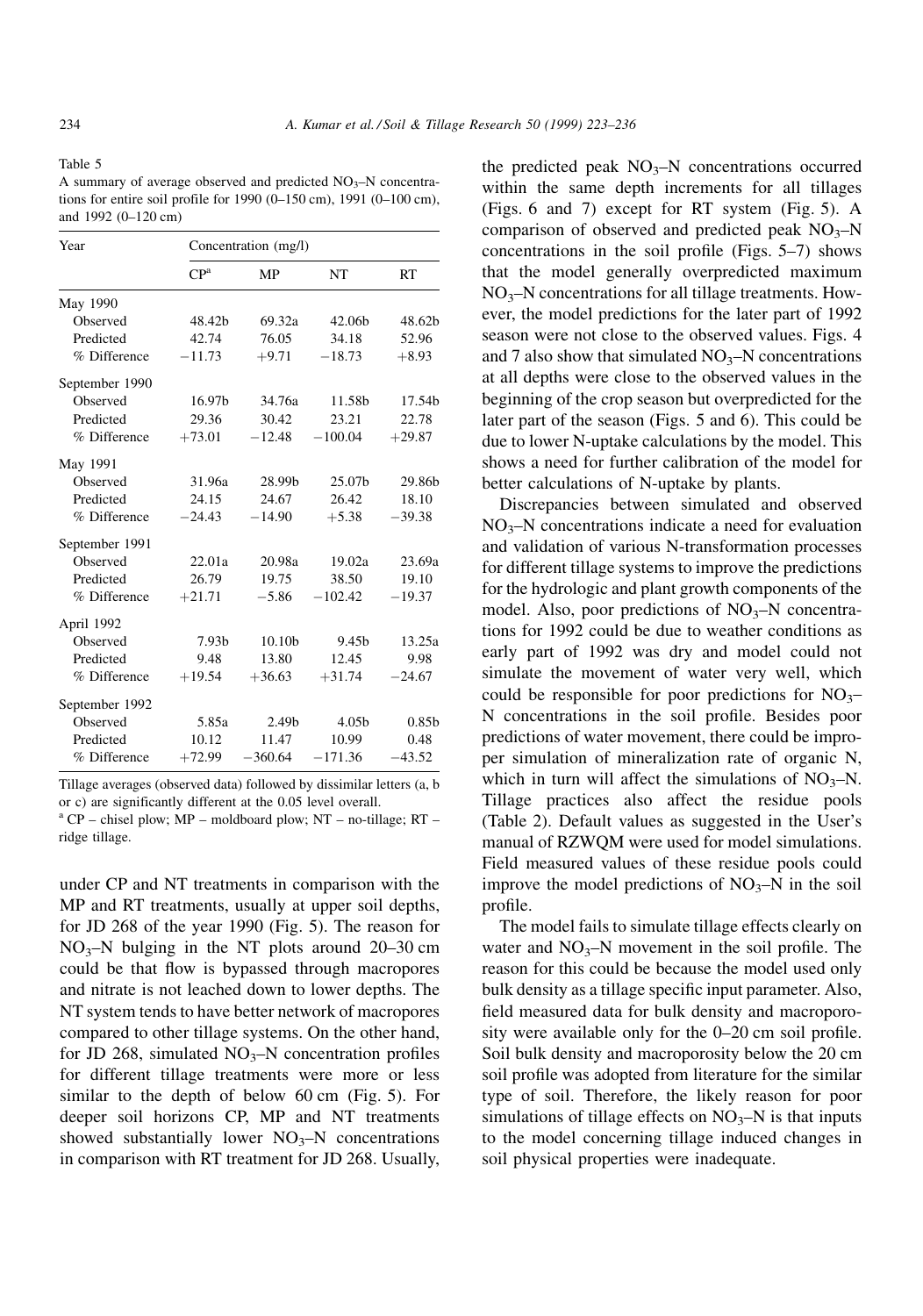Table 5

A summary of average observed and predicted $NO_3$–N concentrations for entire soil profile for 1990 (0–150 cm), 1991 (0–100 cm), and 1992 (0–120 cm)

| Year | Concentration (mg/l) | | | |
|---|---|---|---|---|
| | CP[a] | MP | NT | RT |
| May 1990 | | | | |
| Observed | 48.42b | 69.32a | 42.06b | 48.62b |
| Predicted | 42.74 | 76.05 | 34.18 | 52.96 |
| % Difference | −11.73 | +9.71 | −18.73 | +8.93 |
| September 1990 | | | | |
| Observed | 16.97b | 34.76a | 11.58b | 17.54b |
| Predicted | 29.36 | 30.42 | 23.21 | 22.78 |
| % Difference | +73.01 | −12.48 | −100.04 | +29.87 |
| May 1991 | | | | |
| Observed | 31.96a | 28.99b | 25.07b | 29.86b |
| Predicted | 24.15 | 24.67 | 26.42 | 18.10 |
| % Difference | −24.43 | −14.90 | +5.38 | −39.38 |
| September 1991 | | | | |
| Observed | 22.01a | 20.98a | 19.02a | 23.69a |
| Predicted | 26.79 | 19.75 | 38.50 | 19.10 |
| % Difference | +21.71 | −5.86 | −102.42 | −19.37 |
| April 1992 | | | | |
| Observed | 7.93b | 10.10b | 9.45b | 13.25a |
| Predicted | 9.48 | 13.80 | 12.45 | 9.98 |
| % Difference | +19.54 | +36.63 | +31.74 | −24.67 |
| September 1992 | | | | |
| Observed | 5.85a | 2.49b | 4.05b | 0.85b |
| Predicted | 10.12 | 11.47 | 10.99 | 0.48 |
| % Difference | +72.99 | −360.64 | −171.36 | −43.52 |

Tillage averages (observed data) followed by dissimilar letters (a, b or c) are significantly different at the 0.05 level overall.

[a] CP – chisel plow; MP – moldboard plow; NT – no-tillage; RT – ridge tillage.

under CP and NT treatments in comparison with the MP and RT treatments, usually at upper soil depths, for JD 268 of the year 1990 (Fig. 5). The reason for $NO_3$–N bulging in the NT plots around 20–30 cm could be that flow is bypassed through macropores and nitrate is not leached down to lower depths. The NT system tends to have better network of macropores compared to other tillage systems. On the other hand, for JD 268, simulated $NO_3$–N concentration profiles for different tillage treatments were more or less similar to the depth of below 60 cm (Fig. 5). For deeper soil horizons CP, MP and NT treatments showed substantially lower $NO_3$–N concentrations in comparison with RT treatment for JD 268. Usually, the predicted peak $NO_3$–N concentrations occurred within the same depth increments for all tillages (Figs. 6 and 7) except for RT system (Fig. 5). A comparison of observed and predicted peak $NO_3$–N concentrations in the soil profile (Figs. 5–7) shows that the model generally overpredicted maximum $NO_3$–N concentrations for all tillage treatments. However, the model predictions for the later part of 1992 season were not close to the observed values. Figs. 4 and 7 also show that simulated $NO_3$–N concentrations at all depths were close to the observed values in the beginning of the crop season but overpredicted for the later part of the season (Figs. 5 and 6). This could be due to lower N-uptake calculations by the model. This shows a need for further calibration of the model for better calculations of N-uptake by plants.

Discrepancies between simulated and observed $NO_3$–N concentrations indicate a need for evaluation and validation of various N-transformation processes for different tillage systems to improve the predictions for the hydrologic and plant growth components of the model. Also, poor predictions of $NO_3$–N concentrations for 1992 could be due to weather conditions as early part of 1992 was dry and model could not simulate the movement of water very well, which could be responsible for poor predictions for $NO_3$–N concentrations in the soil profile. Besides poor predictions of water movement, there could be improper simulation of mineralization rate of organic N, which in turn will affect the simulations of $NO_3$–N. Tillage practices also affect the residue pools (Table 2). Default values as suggested in the User's manual of RZWQM were used for model simulations. Field measured values of these residue pools could improve the model predictions of $NO_3$–N in the soil profile.

The model fails to simulate tillage effects clearly on water and $NO_3$–N movement in the soil profile. The reason for this could be because the model used only bulk density as a tillage specific input parameter. Also, field measured data for bulk density and macroporosity were available only for the 0–20 cm soil profile. Soil bulk density and macroporosity below the 20 cm soil profile was adopted from literature for the similar type of soil. Therefore, the likely reason for poor simulations of tillage effects on $NO_3$–N is that inputs to the model concerning tillage induced changes in soil physical properties were inadequate.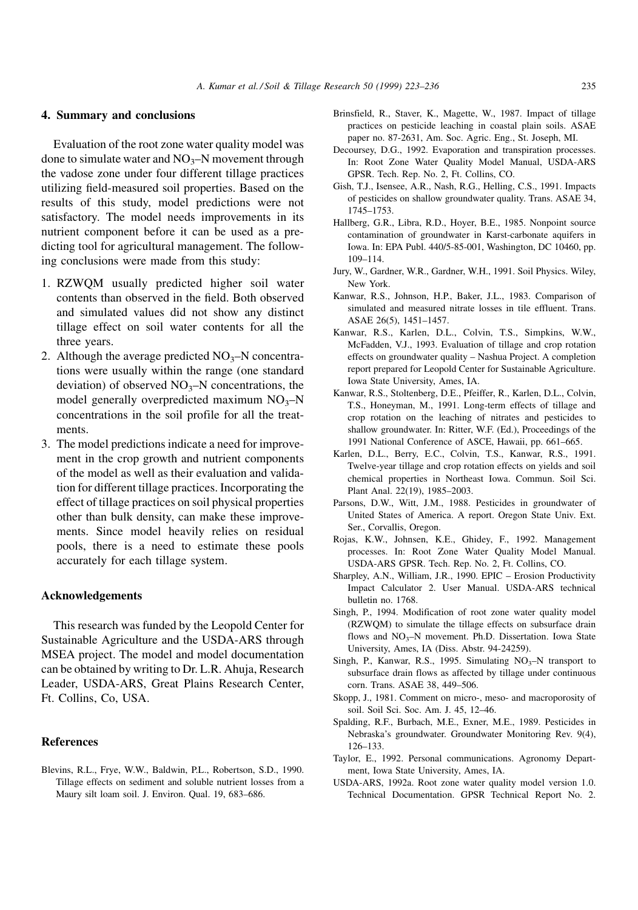## 4. Summary and conclusions

Evaluation of the root zone water quality model was done to simulate water and $NO_3$–N movement through the vadose zone under four different tillage practices utilizing field-measured soil properties. Based on the results of this study, model predictions were not satisfactory. The model needs improvements in its nutrient component before it can be used as a predicting tool for agricultural management. The following conclusions were made from this study:

1. RZWQM usually predicted higher soil water contents than observed in the field. Both observed and simulated values did not show any distinct tillage effect on soil water contents for all the three years.
2. Although the average predicted $NO_3$–N concentrations were usually within the range (one standard deviation) of observed $NO_3$–N concentrations, the model generally overpredicted maximum $NO_3$–N concentrations in the soil profile for all the treatments.
3. The model predictions indicate a need for improvement in the crop growth and nutrient components of the model as well as their evaluation and validation for different tillage practices. Incorporating the effect of tillage practices on soil physical properties other than bulk density, can make these improvements. Since model heavily relies on residual pools, there is a need to estimate these pools accurately for each tillage system.

## Acknowledgements

This research was funded by the Leopold Center for Sustainable Agriculture and the USDA-ARS through MSEA project. The model and model documentation can be obtained by writing to Dr. L.R. Ahuja, Research Leader, USDA-ARS, Great Plains Research Center, Ft. Collins, Co, USA.

## References

Blevins, R.L., Frye, W.W., Baldwin, P.L., Robertson, S.D., 1990. Tillage effects on sediment and soluble nutrient losses from a Maury silt loam soil. J. Environ. Qual. 19, 683–686.

Brinsfield, R., Staver, K., Magette, W., 1987. Impact of tillage practices on pesticide leaching in coastal plain soils. ASAE paper no. 87-2631, Am. Soc. Agric. Eng., St. Joseph, MI.

Decoursey, D.G., 1992. Evaporation and transpiration processes. In: Root Zone Water Quality Model Manual, USDA-ARS GPSR. Tech. Rep. No. 2, Ft. Collins, CO.

Gish, T.J., Isensee, A.R., Nash, R.G., Helling, C.S., 1991. Impacts of pesticides on shallow groundwater quality. Trans. ASAE 34, 1745–1753.

Hallberg, G.R., Libra, R.D., Hoyer, B.E., 1985. Nonpoint source contamination of groundwater in Karst-carbonate aquifers in Iowa. In: EPA Publ. 440/5-85-001, Washington, DC 10460, pp. 109–114.

Jury, W., Gardner, W.R., Gardner, W.H., 1991. Soil Physics. Wiley, New York.

Kanwar, R.S., Johnson, H.P., Baker, J.L., 1983. Comparison of simulated and measured nitrate losses in tile effluent. Trans. ASAE 26(5), 1451–1457.

Kanwar, R.S., Karlen, D.L., Colvin, T.S., Simpkins, W.W., McFadden, V.J., 1993. Evaluation of tillage and crop rotation effects on groundwater quality – Nashua Project. A completion report prepared for Leopold Center for Sustainable Agriculture. Iowa State University, Ames, IA.

Kanwar, R.S., Stoltenberg, D.E., Pfeiffer, R., Karlen, D.L., Colvin, T.S., Honeyman, M., 1991. Long-term effects of tillage and crop rotation on the leaching of nitrates and pesticides to shallow groundwater. In: Ritter, W.F. (Ed.), Proceedings of the 1991 National Conference of ASCE, Hawaii, pp. 661–665.

Karlen, D.L., Berry, E.C., Colvin, T.S., Kanwar, R.S., 1991. Twelve-year tillage and crop rotation effects on yields and soil chemical properties in Northeast Iowa. Commun. Soil Sci. Plant Anal. 22(19), 1985–2003.

Parsons, D.W., Witt, J.M., 1988. Pesticides in groundwater of United States of America. A report. Oregon State Univ. Ext. Ser., Corvallis, Oregon.

Rojas, K.W., Johnsen, K.E., Ghidey, F., 1992. Management processes. In: Root Zone Water Quality Model Manual. USDA-ARS GPSR. Tech. Rep. No. 2, Ft. Collins, CO.

Sharpley, A.N., William, J.R., 1990. EPIC – Erosion Productivity Impact Calculator 2. User Manual. USDA-ARS technical bulletin no. 1768.

Singh, P., 1994. Modification of root zone water quality model (RZWQM) to simulate the tillage effects on subsurface drain flows and $NO_3$–N movement. Ph.D. Dissertation. Iowa State University, Ames, IA (Diss. Abstr. 94-24259).

Singh, P., Kanwar, R.S., 1995. Simulating $NO_3$–N transport to subsurface drain flows as affected by tillage under continuous corn. Trans. ASAE 38, 449–506.

Skopp, J., 1981. Comment on micro-, meso- and macroporosity of soil. Soil Sci. Soc. Am. J. 45, 12–46.

Spalding, R.F., Burbach, M.E., Exner, M.E., 1989. Pesticides in Nebraska's groundwater. Groundwater Monitoring Rev. 9(4), 126–133.

Taylor, E., 1992. Personal communications. Agronomy Department, Iowa State University, Ames, IA.

USDA-ARS, 1992a. Root zone water quality model version 1.0. Technical Documentation. GPSR Technical Report No. 2.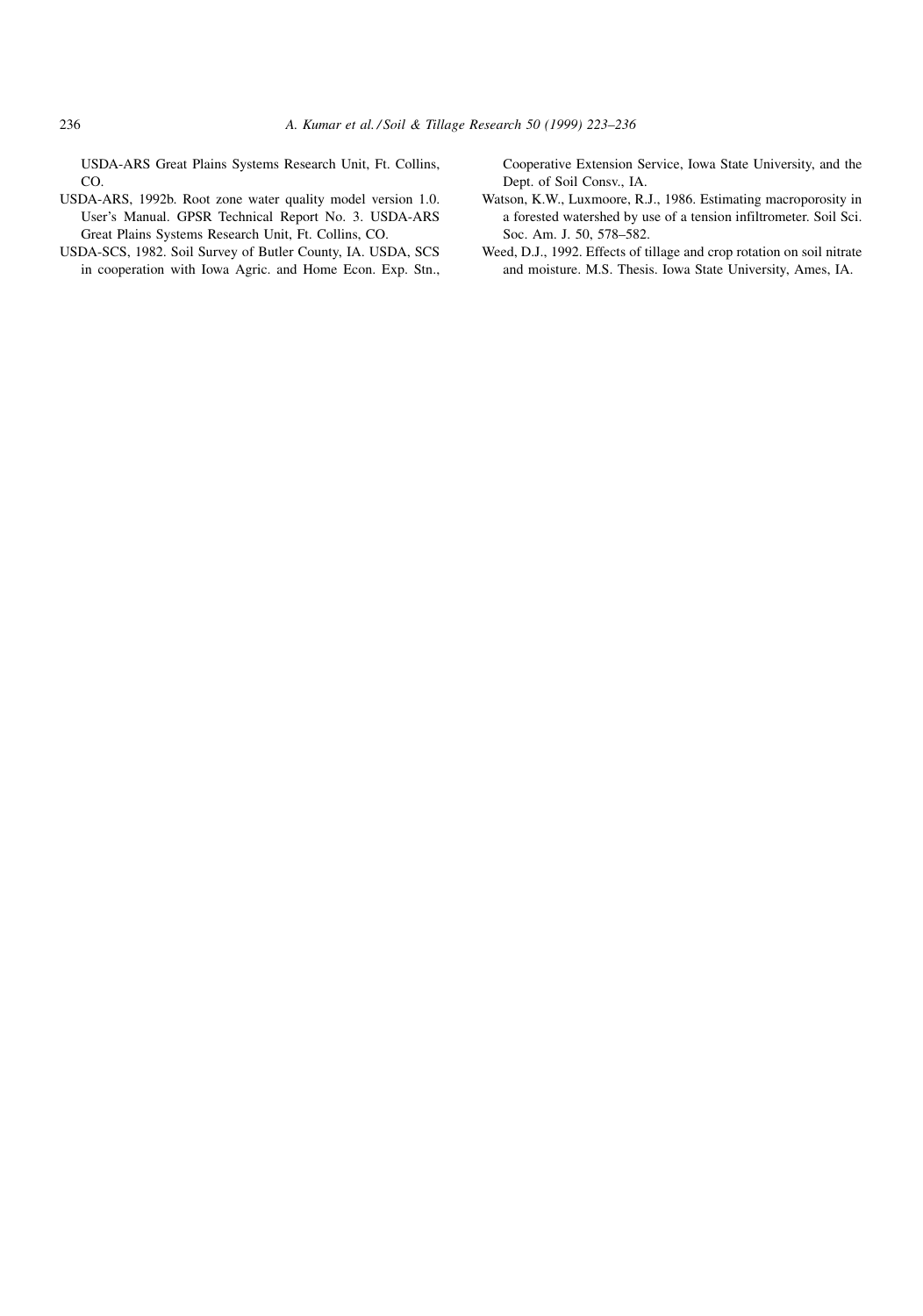USDA-ARS Great Plains Systems Research Unit, Ft. Collins, CO.

USDA-ARS, 1992b. Root zone water quality model version 1.0. User's Manual. GPSR Technical Report No. 3. USDA-ARS Great Plains Systems Research Unit, Ft. Collins, CO.

USDA-SCS, 1982. Soil Survey of Butler County, IA. USDA, SCS in cooperation with Iowa Agric. and Home Econ. Exp. Stn., Cooperative Extension Service, Iowa State University, and the Dept. of Soil Consv., IA.

Watson, K.W., Luxmoore, R.J., 1986. Estimating macroporosity in a forested watershed by use of a tension infiltrometer. Soil Sci. Soc. Am. J. 50, 578–582.

Weed, D.J., 1992. Effects of tillage and crop rotation on soil nitrate and moisture. M.S. Thesis. Iowa State University, Ames, IA.